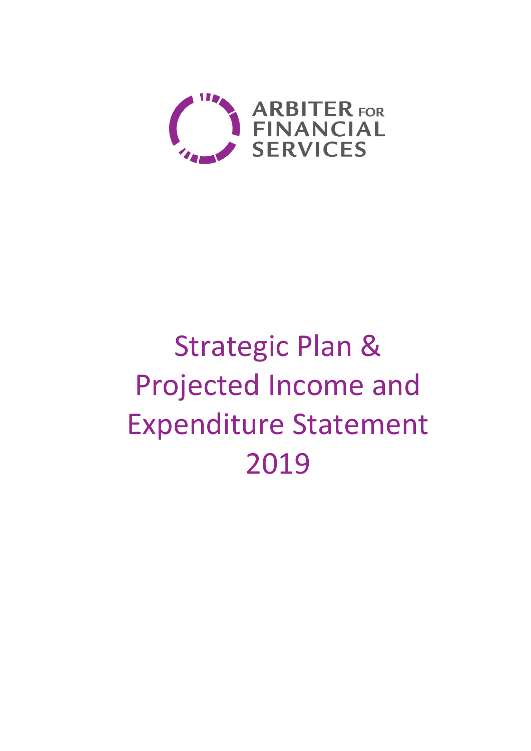ARBITER FOR FINANCIAL SERVICES

# Strategic Plan & Projected Income and Expenditure Statement 2019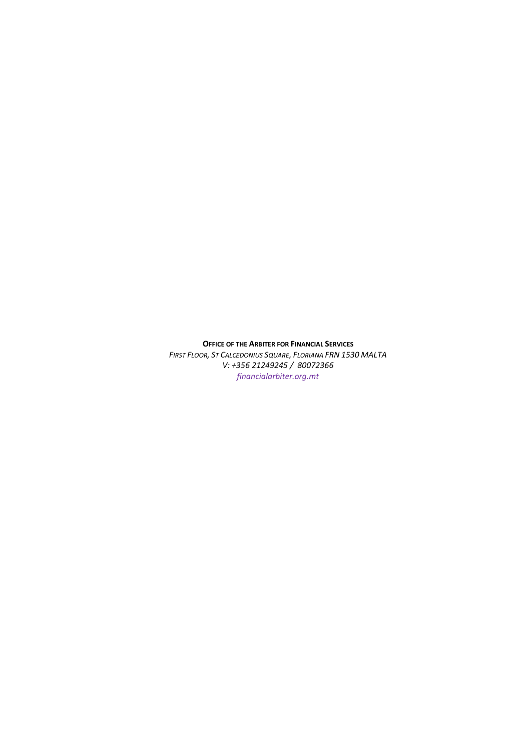**OFFICE OF THE ARBITER FOR FINANCIAL SERVICES**
*FIRST FLOOR, ST CALCEDONIUS SQUARE, FLORIANA FRN 1530 MALTA*
*V: +356 21249245 / 80072366*
*financialarbiter.org.mt*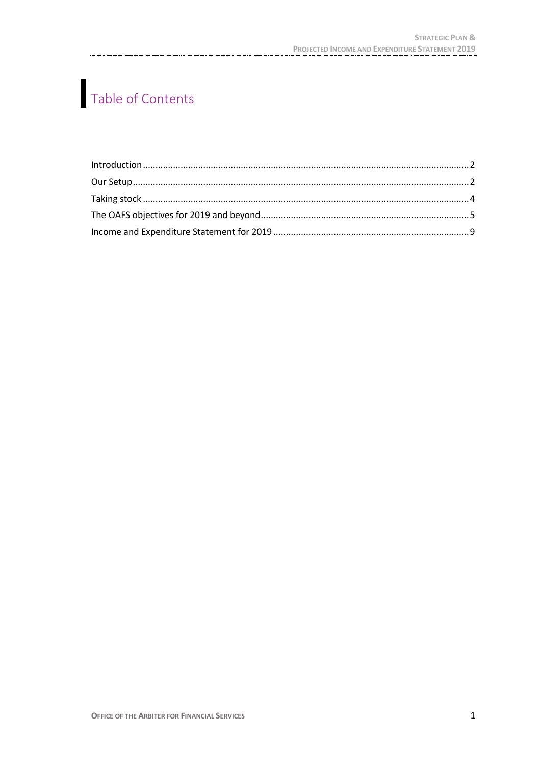# Table of Contents

Introduction ........................................................................................................................ 2
Our Setup ............................................................................................................................ 2
Taking stock ........................................................................................................................ 4
The OAFS objectives for 2019 and beyond ......................................................................... 5
Income and Expenditure Statement for 2019 ..................................................................... 9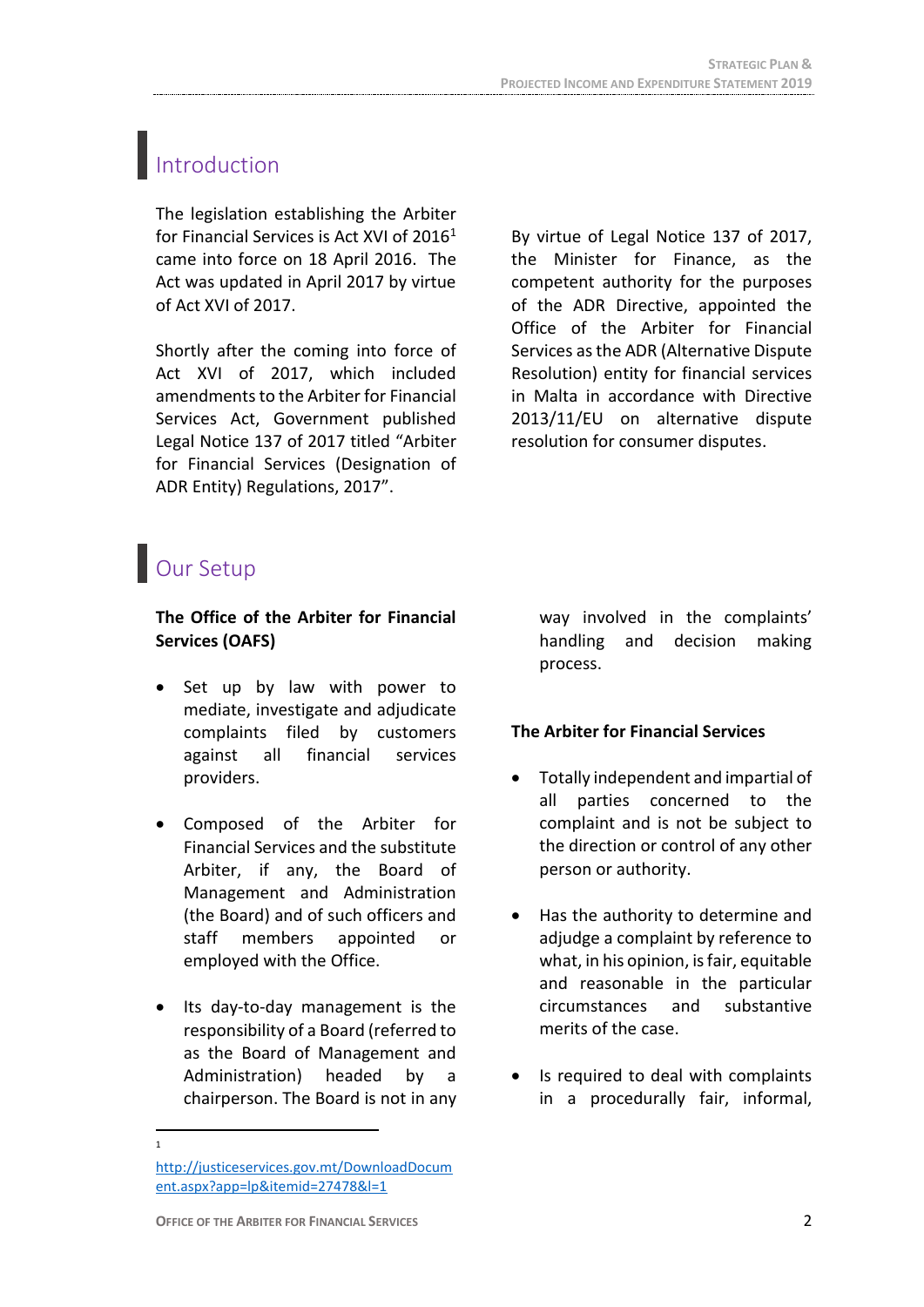## Introduction

The legislation establishing the Arbiter for Financial Services is Act XVI of 2016[1] came into force on 18 April 2016. The Act was updated in April 2017 by virtue of Act XVI of 2017.

Shortly after the coming into force of Act XVI of 2017, which included amendments to the Arbiter for Financial Services Act, Government published Legal Notice 137 of 2017 titled "Arbiter for Financial Services (Designation of ADR Entity) Regulations, 2017".

By virtue of Legal Notice 137 of 2017, the Minister for Finance, as the competent authority for the purposes of the ADR Directive, appointed the Office of the Arbiter for Financial Services as the ADR (Alternative Dispute Resolution) entity for financial services in Malta in accordance with Directive 2013/11/EU on alternative dispute resolution for consumer disputes.

## Our Setup

**The Office of the Arbiter for Financial Services (OAFS)**

- Set up by law with power to mediate, investigate and adjudicate complaints filed by customers against all financial services providers.
- Composed of the Arbiter for Financial Services and the substitute Arbiter, if any, the Board of Management and Administration (the Board) and of such officers and staff members appointed or employed with the Office.
- Its day-to-day management is the responsibility of a Board (referred to as the Board of Management and Administration) headed by a chairperson. The Board is not in any way involved in the complaints' handling and decision making process.

**The Arbiter for Financial Services**

- Totally independent and impartial of all parties concerned to the complaint and is not be subject to the direction or control of any other person or authority.
- Has the authority to determine and adjudge a complaint by reference to what, in his opinion, is fair, equitable and reasonable in the particular circumstances and substantive merits of the case.
- Is required to deal with complaints in a procedurally fair, informal,

[1] http://justiceservices.gov.mt/DownloadDocument.aspx?app=lp&itemid=27478&l=1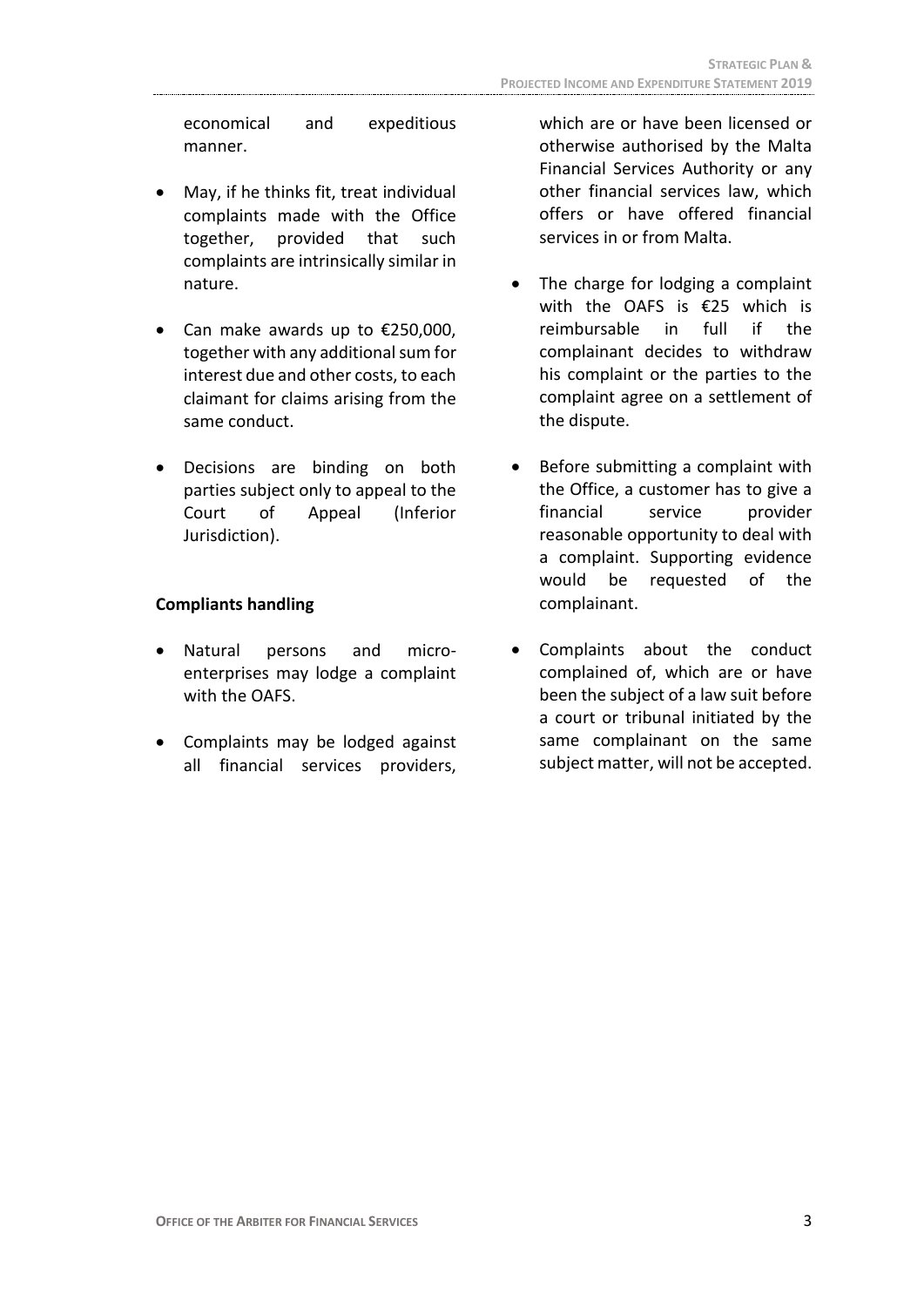economical and expeditious manner.

- May, if he thinks fit, treat individual complaints made with the Office together, provided that such complaints are intrinsically similar in nature.
- Can make awards up to €250,000, together with any additional sum for interest due and other costs, to each claimant for claims arising from the same conduct.
- Decisions are binding on both parties subject only to appeal to the Court of Appeal (Inferior Jurisdiction).

**Compliants handling**

- Natural persons and micro-enterprises may lodge a complaint with the OAFS.
- Complaints may be lodged against all financial services providers, which are or have been licensed or otherwise authorised by the Malta Financial Services Authority or any other financial services law, which offers or have offered financial services in or from Malta.
- The charge for lodging a complaint with the OAFS is €25 which is reimbursable in full if the complainant decides to withdraw his complaint or the parties to the complaint agree on a settlement of the dispute.
- Before submitting a complaint with the Office, a customer has to give a financial service provider reasonable opportunity to deal with a complaint. Supporting evidence would be requested of the complainant.
- Complaints about the conduct complained of, which are or have been the subject of a law suit before a court or tribunal initiated by the same complainant on the same subject matter, will not be accepted.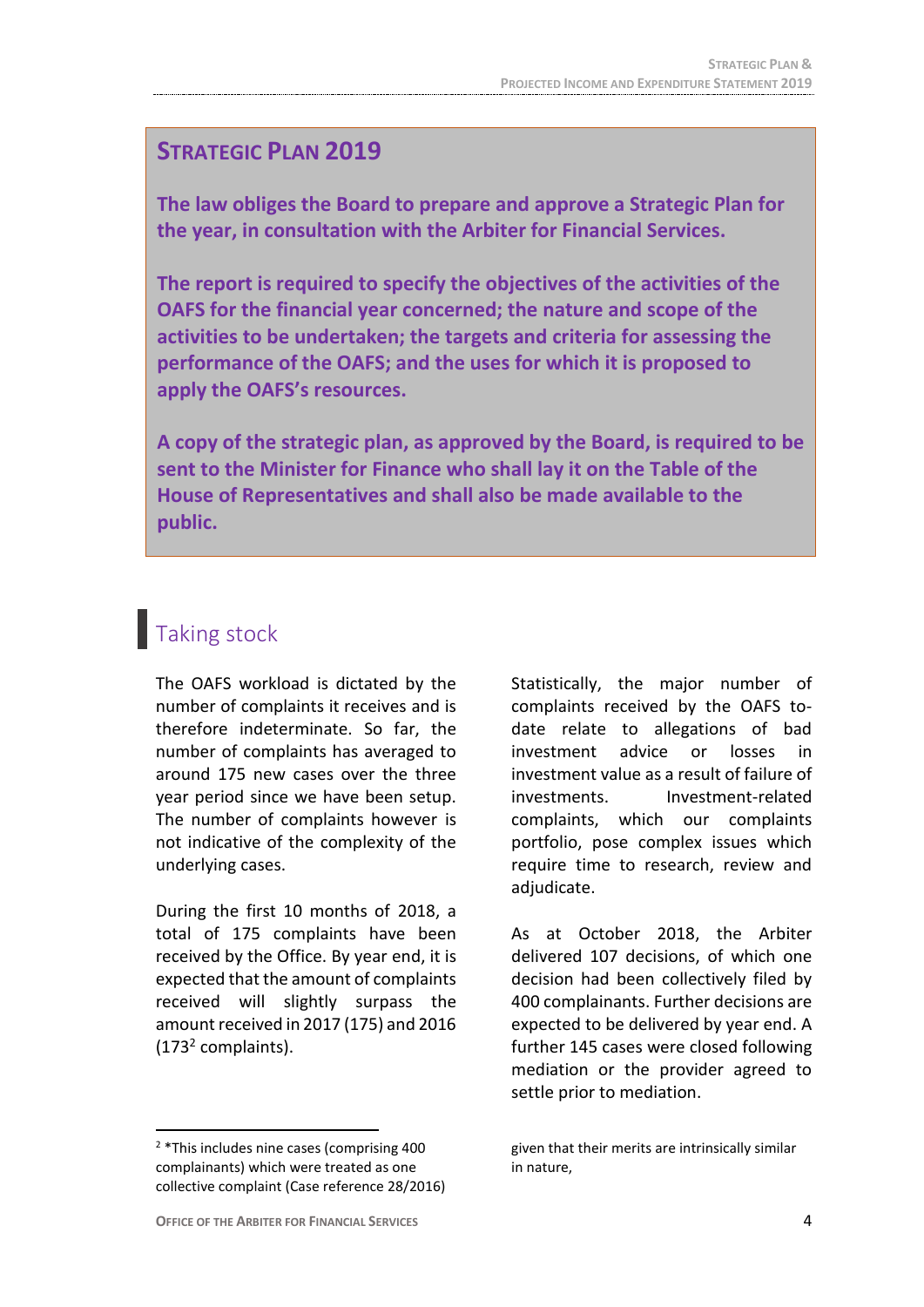## STRATEGIC PLAN 2019

**The law obliges the Board to prepare and approve a Strategic Plan for the year, in consultation with the Arbiter for Financial Services.**

**The report is required to specify the objectives of the activities of the OAFS for the financial year concerned; the nature and scope of the activities to be undertaken; the targets and criteria for assessing the performance of the OAFS; and the uses for which it is proposed to apply the OAFS's resources.**

**A copy of the strategic plan, as approved by the Board, is required to be sent to the Minister for Finance who shall lay it on the Table of the House of Representatives and shall also be made available to the public.**

## Taking stock

The OAFS workload is dictated by the number of complaints it receives and is therefore indeterminate. So far, the number of complaints has averaged to around 175 new cases over the three year period since we have been setup. The number of complaints however is not indicative of the complexity of the underlying cases.

During the first 10 months of 2018, a total of 175 complaints have been received by the Office. By year end, it is expected that the amount of complaints received will slightly surpass the amount received in 2017 (175) and 2016 (173[2] complaints).

Statistically, the major number of complaints received by the OAFS to-date relate to allegations of bad investment advice or losses in investment value as a result of failure of investments. Investment-related complaints, which our complaints portfolio, pose complex issues which require time to research, review and adjudicate.

As at October 2018, the Arbiter delivered 107 decisions, of which one decision had been collectively filed by 400 complainants. Further decisions are expected to be delivered by year end. A further 145 cases were closed following mediation or the provider agreed to settle prior to mediation.

[2] *This includes nine cases (comprising 400 complainants) which were treated as one collective complaint (Case reference 28/2016) given that their merits are intrinsically similar in nature,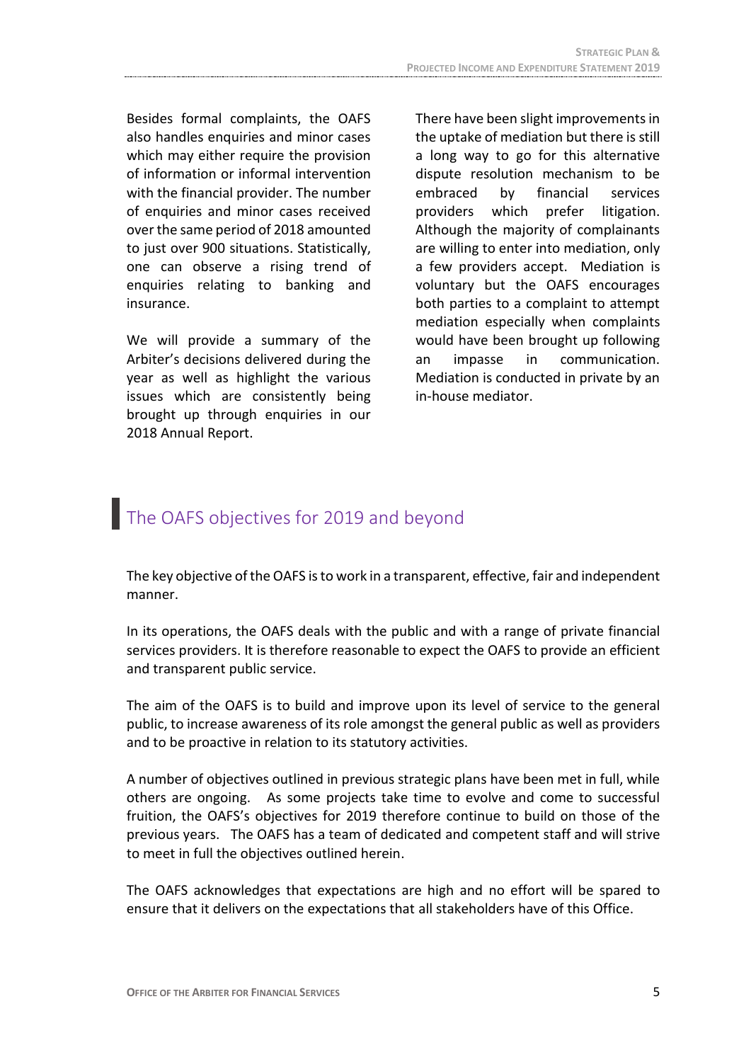Besides formal complaints, the OAFS also handles enquiries and minor cases which may either require the provision of information or informal intervention with the financial provider. The number of enquiries and minor cases received over the same period of 2018 amounted to just over 900 situations. Statistically, one can observe a rising trend of enquiries relating to banking and insurance.

We will provide a summary of the Arbiter's decisions delivered during the year as well as highlight the various issues which are consistently being brought up through enquiries in our 2018 Annual Report.

There have been slight improvements in the uptake of mediation but there is still a long way to go for this alternative dispute resolution mechanism to be embraced by financial services providers which prefer litigation. Although the majority of complainants are willing to enter into mediation, only a few providers accept. Mediation is voluntary but the OAFS encourages both parties to a complaint to attempt mediation especially when complaints would have been brought up following an impasse in communication. Mediation is conducted in private by an in-house mediator.

## The OAFS objectives for 2019 and beyond

The key objective of the OAFS is to work in a transparent, effective, fair and independent manner.

In its operations, the OAFS deals with the public and with a range of private financial services providers. It is therefore reasonable to expect the OAFS to provide an efficient and transparent public service.

The aim of the OAFS is to build and improve upon its level of service to the general public, to increase awareness of its role amongst the general public as well as providers and to be proactive in relation to its statutory activities.

A number of objectives outlined in previous strategic plans have been met in full, while others are ongoing. As some projects take time to evolve and come to successful fruition, the OAFS's objectives for 2019 therefore continue to build on those of the previous years. The OAFS has a team of dedicated and competent staff and will strive to meet in full the objectives outlined herein.

The OAFS acknowledges that expectations are high and no effort will be spared to ensure that it delivers on the expectations that all stakeholders have of this Office.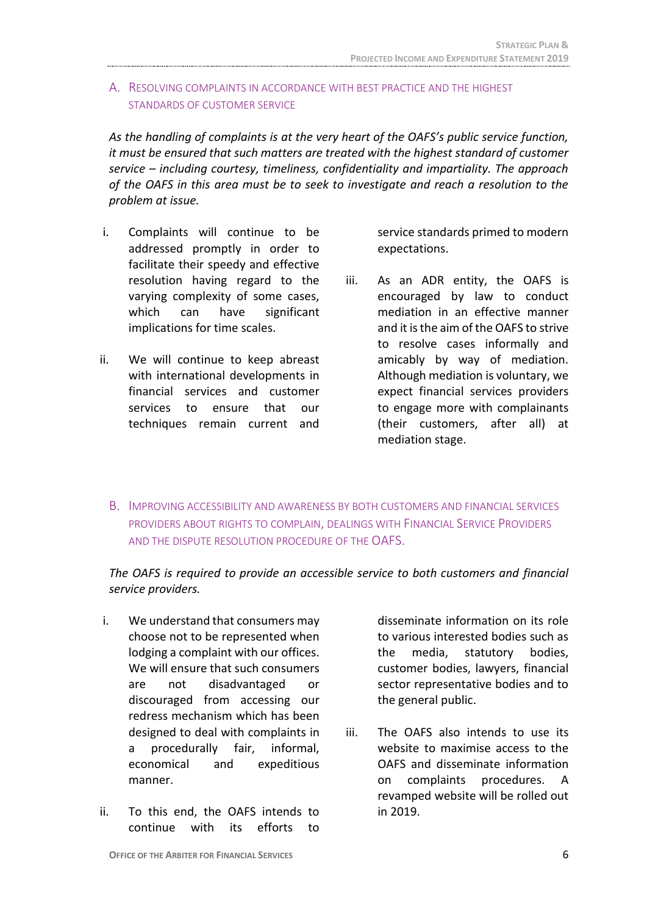## A. Resolving complaints in accordance with best practice and the highest standards of customer service

*As the handling of complaints is at the very heart of the OAFS's public service function, it must be ensured that such matters are treated with the highest standard of customer service – including courtesy, timeliness, confidentiality and impartiality. The approach of the OAFS in this area must be to seek to investigate and reach a resolution to the problem at issue.*

i. Complaints will continue to be addressed promptly in order to facilitate their speedy and effective resolution having regard to the varying complexity of some cases, which can have significant implications for time scales.

ii. We will continue to keep abreast with international developments in financial services and customer services to ensure that our techniques remain current and service standards primed to modern expectations.

iii. As an ADR entity, the OAFS is encouraged by law to conduct mediation in an effective manner and it is the aim of the OAFS to strive to resolve cases informally and amicably by way of mediation. Although mediation is voluntary, we expect financial services providers to engage more with complainants (their customers, after all) at mediation stage.

## B. Improving accessibility and awareness by both customers and financial services providers about rights to complain, dealings with Financial Service Providers and the dispute resolution procedure of the OAFS.

*The OAFS is required to provide an accessible service to both customers and financial service providers.*

i. We understand that consumers may choose not to be represented when lodging a complaint with our offices. We will ensure that such consumers are not disadvantaged or discouraged from accessing our redress mechanism which has been designed to deal with complaints in a procedurally fair, informal, economical and expeditious manner.

ii. To this end, the OAFS intends to continue with its efforts to disseminate information on its role to various interested bodies such as the media, statutory bodies, customer bodies, lawyers, financial sector representative bodies and to the general public.

iii. The OAFS also intends to use its website to maximise access to the OAFS and disseminate information on complaints procedures. A revamped website will be rolled out in 2019.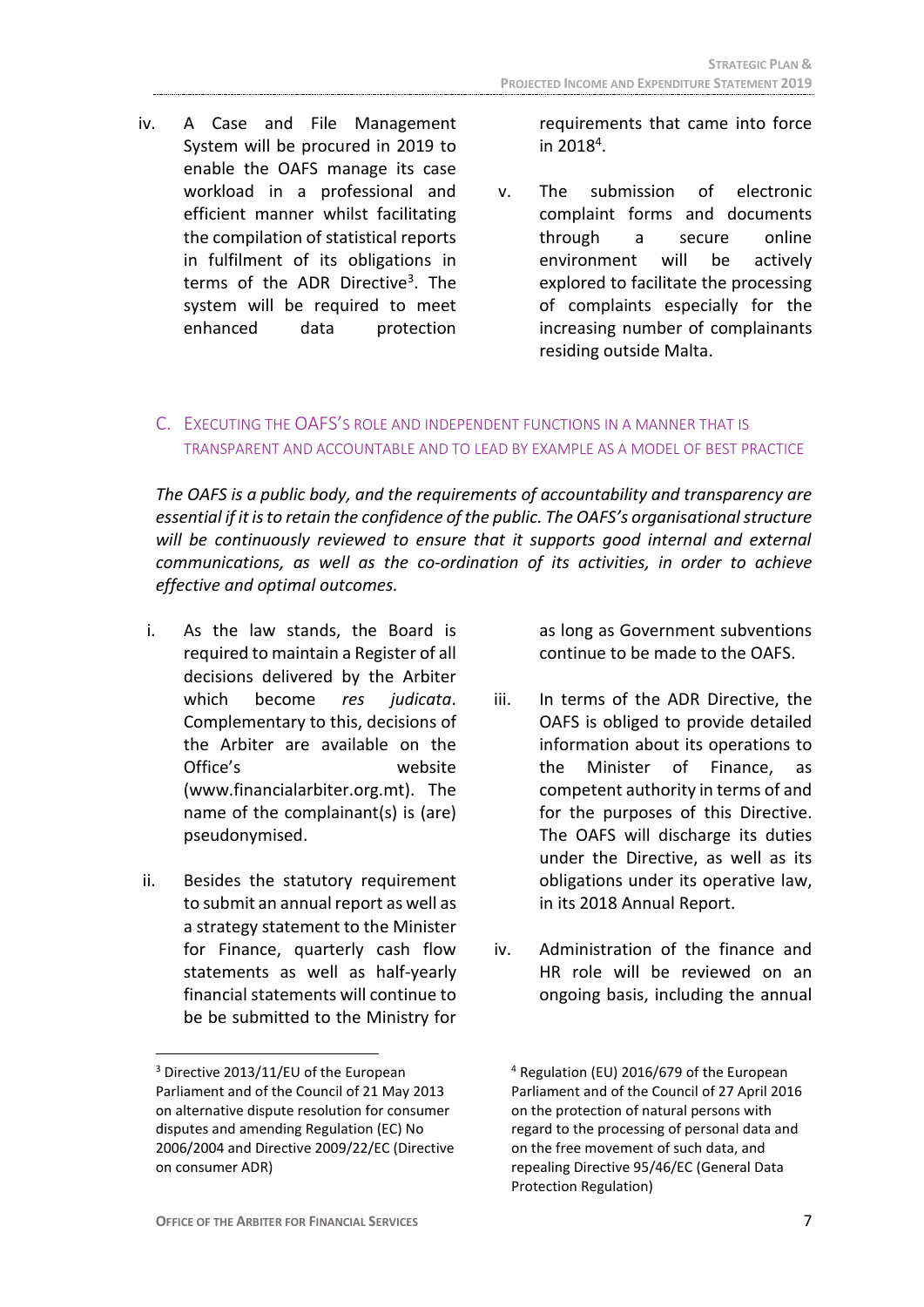iv. A Case and File Management System will be procured in 2019 to enable the OAFS manage its case workload in a professional and efficient manner whilst facilitating the compilation of statistical reports in fulfilment of its obligations in terms of the ADR Directive[3]. The system will be required to meet enhanced data protection requirements that came into force in 2018[4].

v. The submission of electronic complaint forms and documents through a secure online environment will be actively explored to facilitate the processing of complaints especially for the increasing number of complainants residing outside Malta.

## C. Executing the OAFS's role and independent functions in a manner that is transparent and accountable and to lead by example as a model of best practice

*The OAFS is a public body, and the requirements of accountability and transparency are essential if it is to retain the confidence of the public. The OAFS's organisational structure will be continuously reviewed to ensure that it supports good internal and external communications, as well as the co-ordination of its activities, in order to achieve effective and optimal outcomes.*

i. As the law stands, the Board is required to maintain a Register of all decisions delivered by the Arbiter which become *res judicata*. Complementary to this, decisions of the Arbiter are available on the Office's website (www.financialarbiter.org.mt). The name of the complainant(s) is (are) pseudonymised.

ii. Besides the statutory requirement to submit an annual report as well as a strategy statement to the Minister for Finance, quarterly cash flow statements as well as half-yearly financial statements will continue to be be submitted to the Ministry for as long as Government subventions continue to be made to the OAFS.

iii. In terms of the ADR Directive, the OAFS is obliged to provide detailed information about its operations to the Minister of Finance, as competent authority in terms of and for the purposes of this Directive. The OAFS will discharge its duties under the Directive, as well as its obligations under its operative law, in its 2018 Annual Report.

iv. Administration of the finance and HR role will be reviewed on an ongoing basis, including the annual

---

[3] Directive 2013/11/EU of the European Parliament and of the Council of 21 May 2013 on alternative dispute resolution for consumer disputes and amending Regulation (EC) No 2006/2004 and Directive 2009/22/EC (Directive on consumer ADR)

[4] Regulation (EU) 2016/679 of the European Parliament and of the Council of 27 April 2016 on the protection of natural persons with regard to the processing of personal data and on the free movement of such data, and repealing Directive 95/46/EC (General Data Protection Regulation)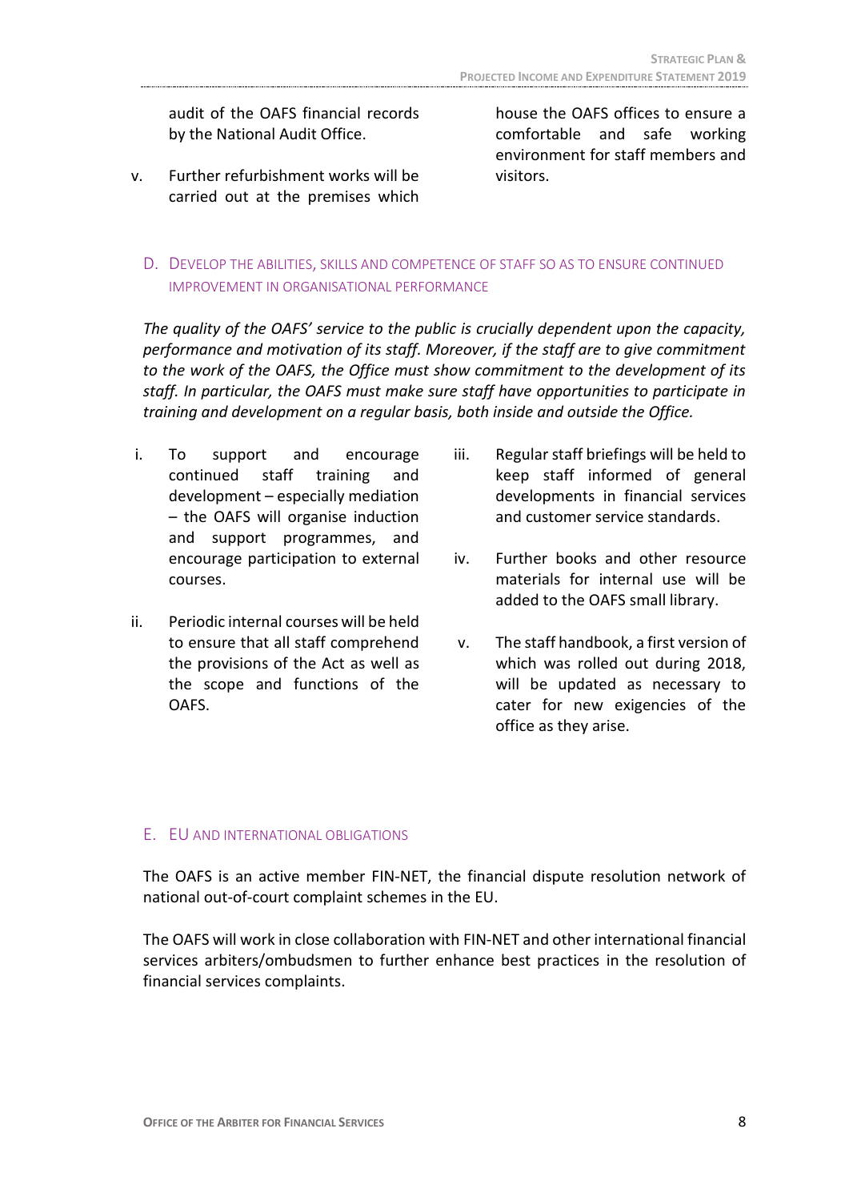audit of the OAFS financial records by the National Audit Office.

v. Further refurbishment works will be carried out at the premises which house the OAFS offices to ensure a comfortable and safe working environment for staff members and visitors.

## D. Develop the abilities, skills and competence of staff so as to ensure continued improvement in organisational performance

*The quality of the OAFS' service to the public is crucially dependent upon the capacity, performance and motivation of its staff. Moreover, if the staff are to give commitment to the work of the OAFS, the Office must show commitment to the development of its staff. In particular, the OAFS must make sure staff have opportunities to participate in training and development on a regular basis, both inside and outside the Office.*

i. To support and encourage continued staff training and development – especially mediation – the OAFS will organise induction and support programmes, and encourage participation to external courses.

ii. Periodic internal courses will be held to ensure that all staff comprehend the provisions of the Act as well as the scope and functions of the OAFS.

iii. Regular staff briefings will be held to keep staff informed of general developments in financial services and customer service standards.

iv. Further books and other resource materials for internal use will be added to the OAFS small library.

v. The staff handbook, a first version of which was rolled out during 2018, will be updated as necessary to cater for new exigencies of the office as they arise.

## E. EU and International Obligations

The OAFS is an active member FIN-NET, the financial dispute resolution network of national out-of-court complaint schemes in the EU.

The OAFS will work in close collaboration with FIN-NET and other international financial services arbiters/ombudsmen to further enhance best practices in the resolution of financial services complaints.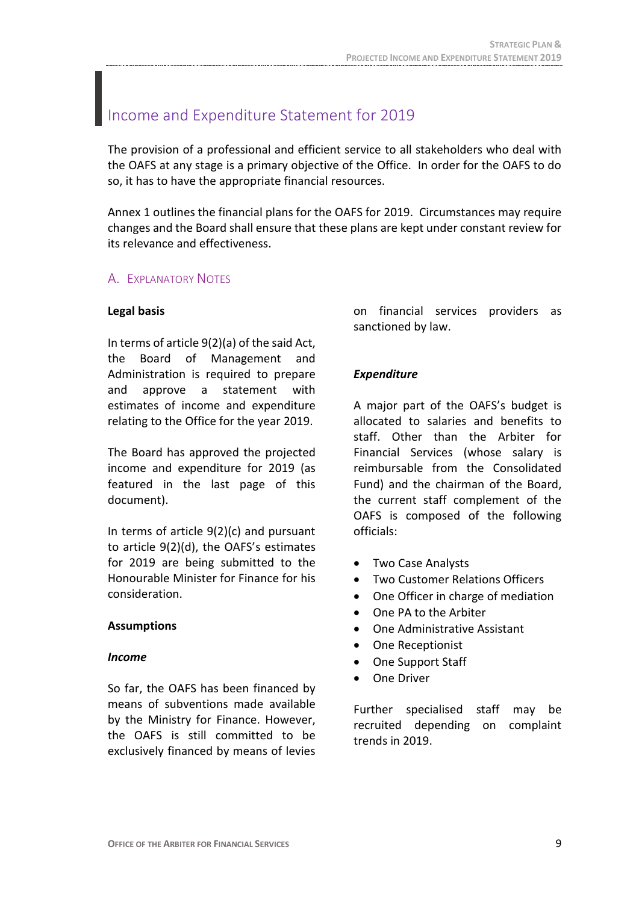# Income and Expenditure Statement for 2019

The provision of a professional and efficient service to all stakeholders who deal with the OAFS at any stage is a primary objective of the Office. In order for the OAFS to do so, it has to have the appropriate financial resources.

Annex 1 outlines the financial plans for the OAFS for 2019. Circumstances may require changes and the Board shall ensure that these plans are kept under constant review for its relevance and effectiveness.

## A. Explanatory Notes

**Legal basis**

In terms of article 9(2)(a) of the said Act, the Board of Management and Administration is required to prepare and approve a statement with estimates of income and expenditure relating to the Office for the year 2019.

The Board has approved the projected income and expenditure for 2019 (as featured in the last page of this document).

In terms of article 9(2)(c) and pursuant to article 9(2)(d), the OAFS's estimates for 2019 are being submitted to the Honourable Minister for Finance for his consideration.

**Assumptions**

***Income***

So far, the OAFS has been financed by means of subventions made available by the Ministry for Finance. However, the OAFS is still committed to be exclusively financed by means of levies on financial services providers as sanctioned by law.

***Expenditure***

A major part of the OAFS's budget is allocated to salaries and benefits to staff. Other than the Arbiter for Financial Services (whose salary is reimbursable from the Consolidated Fund) and the chairman of the Board, the current staff complement of the OAFS is composed of the following officials:

- Two Case Analysts
- Two Customer Relations Officers
- One Officer in charge of mediation
- One PA to the Arbiter
- One Administrative Assistant
- One Receptionist
- One Support Staff
- One Driver

Further specialised staff may be recruited depending on complaint trends in 2019.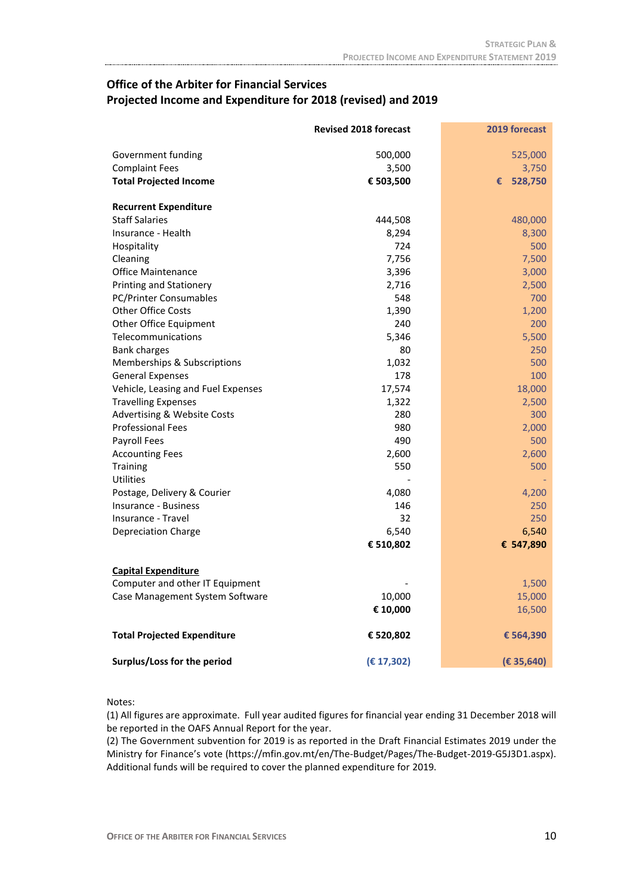## Office of the Arbiter for Financial Services
## Projected Income and Expenditure for 2018 (revised) and 2019

| | Revised 2018 forecast | 2019 forecast |
|---|---|---|
| Government funding | 500,000 | 525,000 |
| Complaint Fees | 3,500 | 3,750 |
| **Total Projected Income** | **€ 503,500** | **€ 528,750** |
| | | |
| **Recurrent Expenditure** | | |
| Staff Salaries | 444,508 | 480,000 |
| Insurance - Health | 8,294 | 8,300 |
| Hospitality | 724 | 500 |
| Cleaning | 7,756 | 7,500 |
| Office Maintenance | 3,396 | 3,000 |
| Printing and Stationery | 2,716 | 2,500 |
| PC/Printer Consumables | 548 | 700 |
| Other Office Costs | 1,390 | 1,200 |
| Other Office Equipment | 240 | 200 |
| Telecommunications | 5,346 | 5,500 |
| Bank charges | 80 | 250 |
| Memberships & Subscriptions | 1,032 | 500 |
| General Expenses | 178 | 100 |
| Vehicle, Leasing and Fuel Expenses | 17,574 | 18,000 |
| Travelling Expenses | 1,322 | 2,500 |
| Advertising & Website Costs | 280 | 300 |
| Professional Fees | 980 | 2,000 |
| Payroll Fees | 490 | 500 |
| Accounting Fees | 2,600 | 2,600 |
| Training | 550 | 500 |
| Utilities | - | - |
| Postage, Delivery & Courier | 4,080 | 4,200 |
| Insurance - Business | 146 | 250 |
| Insurance - Travel | 32 | 250 |
| Depreciation Charge | 6,540 | 6,540 |
| | **€ 510,802** | **€ 547,890** |
| | | |
| **Capital Expenditure** | | |
| Computer and other IT Equipment | - | 1,500 |
| Case Management System Software | 10,000 | 15,000 |
| | **€ 10,000** | 16,500 |
| | | |
| **Total Projected Expenditure** | **€ 520,802** | **€ 564,390** |
| | | |
| **Surplus/Loss for the period** | **(€ 17,302)** | **(€ 35,640)** |

Notes:

(1) All figures are approximate. Full year audited figures for financial year ending 31 December 2018 will be reported in the OAFS Annual Report for the year.

(2) The Government subvention for 2019 is as reported in the Draft Financial Estimates 2019 under the Ministry for Finance's vote (https://mfin.gov.mt/en/The-Budget/Pages/The-Budget-2019-G5J3D1.aspx). Additional funds will be required to cover the planned expenditure for 2019.